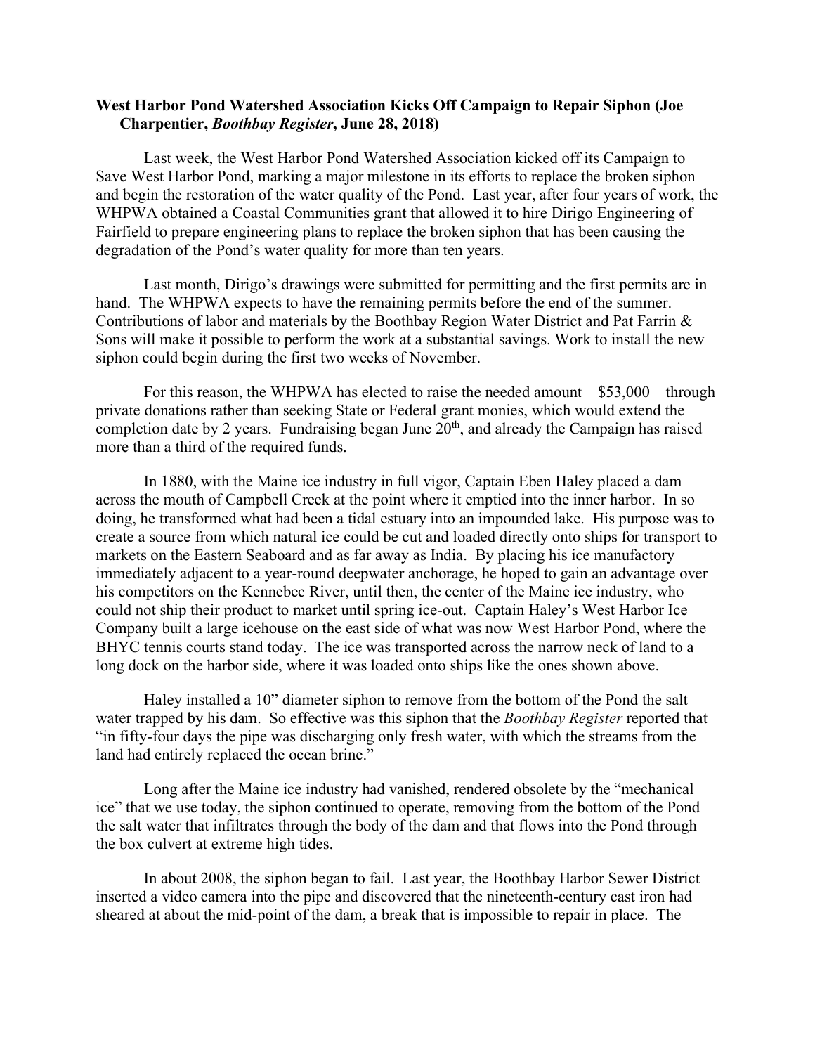**West Harbor Pond Watershed Association Kicks Off Campaign to Repair Siphon (Joe Charpentier, *Boothbay Register*, June 28, 2018)**

Last week, the West Harbor Pond Watershed Association kicked off its Campaign to Save West Harbor Pond, marking a major milestone in its efforts to replace the broken siphon and begin the restoration of the water quality of the Pond. Last year, after four years of work, the WHPWA obtained a Coastal Communities grant that allowed it to hire Dirigo Engineering of Fairfield to prepare engineering plans to replace the broken siphon that has been causing the degradation of the Pond's water quality for more than ten years.

Last month, Dirigo's drawings were submitted for permitting and the first permits are in hand. The WHPWA expects to have the remaining permits before the end of the summer. Contributions of labor and materials by the Boothbay Region Water District and Pat Farrin & Sons will make it possible to perform the work at a substantial savings. Work to install the new siphon could begin during the first two weeks of November.

For this reason, the WHPWA has elected to raise the needed amount – $53,000 – through private donations rather than seeking State or Federal grant monies, which would extend the completion date by 2 years. Fundraising began June 20th, and already the Campaign has raised more than a third of the required funds.

In 1880, with the Maine ice industry in full vigor, Captain Eben Haley placed a dam across the mouth of Campbell Creek at the point where it emptied into the inner harbor. In so doing, he transformed what had been a tidal estuary into an impounded lake. His purpose was to create a source from which natural ice could be cut and loaded directly onto ships for transport to markets on the Eastern Seaboard and as far away as India. By placing his ice manufactory immediately adjacent to a year-round deepwater anchorage, he hoped to gain an advantage over his competitors on the Kennebec River, until then, the center of the Maine ice industry, who could not ship their product to market until spring ice-out. Captain Haley's West Harbor Ice Company built a large icehouse on the east side of what was now West Harbor Pond, where the BHYC tennis courts stand today. The ice was transported across the narrow neck of land to a long dock on the harbor side, where it was loaded onto ships like the ones shown above.

Haley installed a 10" diameter siphon to remove from the bottom of the Pond the salt water trapped by his dam. So effective was this siphon that the *Boothbay Register* reported that "in fifty-four days the pipe was discharging only fresh water, with which the streams from the land had entirely replaced the ocean brine."

Long after the Maine ice industry had vanished, rendered obsolete by the "mechanical ice" that we use today, the siphon continued to operate, removing from the bottom of the Pond the salt water that infiltrates through the body of the dam and that flows into the Pond through the box culvert at extreme high tides.

In about 2008, the siphon began to fail. Last year, the Boothbay Harbor Sewer District inserted a video camera into the pipe and discovered that the nineteenth-century cast iron had sheared at about the mid-point of the dam, a break that is impossible to repair in place. The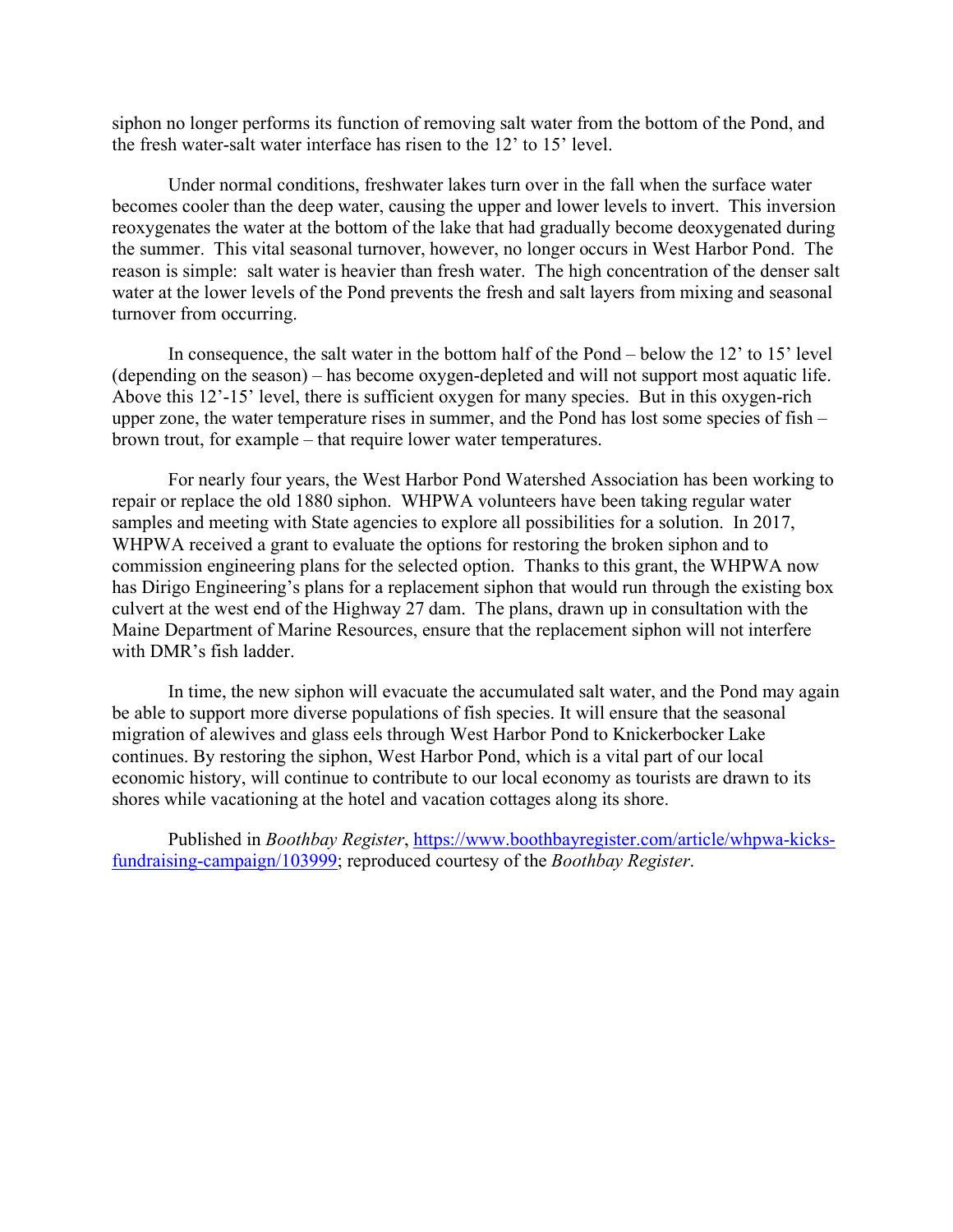siphon no longer performs its function of removing salt water from the bottom of the Pond, and the fresh water-salt water interface has risen to the 12' to 15' level.

Under normal conditions, freshwater lakes turn over in the fall when the surface water becomes cooler than the deep water, causing the upper and lower levels to invert. This inversion reoxygenates the water at the bottom of the lake that had gradually become deoxygenated during the summer. This vital seasonal turnover, however, no longer occurs in West Harbor Pond. The reason is simple: salt water is heavier than fresh water. The high concentration of the denser salt water at the lower levels of the Pond prevents the fresh and salt layers from mixing and seasonal turnover from occurring.

In consequence, the salt water in the bottom half of the Pond – below the 12' to 15' level (depending on the season) – has become oxygen-depleted and will not support most aquatic life. Above this 12'-15' level, there is sufficient oxygen for many species. But in this oxygen-rich upper zone, the water temperature rises in summer, and the Pond has lost some species of fish – brown trout, for example – that require lower water temperatures.

For nearly four years, the West Harbor Pond Watershed Association has been working to repair or replace the old 1880 siphon. WHPWA volunteers have been taking regular water samples and meeting with State agencies to explore all possibilities for a solution. In 2017, WHPWA received a grant to evaluate the options for restoring the broken siphon and to commission engineering plans for the selected option. Thanks to this grant, the WHPWA now has Dirigo Engineering's plans for a replacement siphon that would run through the existing box culvert at the west end of the Highway 27 dam. The plans, drawn up in consultation with the Maine Department of Marine Resources, ensure that the replacement siphon will not interfere with DMR's fish ladder.

In time, the new siphon will evacuate the accumulated salt water, and the Pond may again be able to support more diverse populations of fish species. It will ensure that the seasonal migration of alewives and glass eels through West Harbor Pond to Knickerbocker Lake continues. By restoring the siphon, West Harbor Pond, which is a vital part of our local economic history, will continue to contribute to our local economy as tourists are drawn to its shores while vacationing at the hotel and vacation cottages along its shore.

Published in *Boothbay Register*, [https://www.boothbayregister.com/article/whpwa-kicks-fundraising-campaign/103999](https://www.boothbayregister.com/article/whpwa-kicks-fundraising-campaign/103999); reproduced courtesy of the *Boothbay Register*.